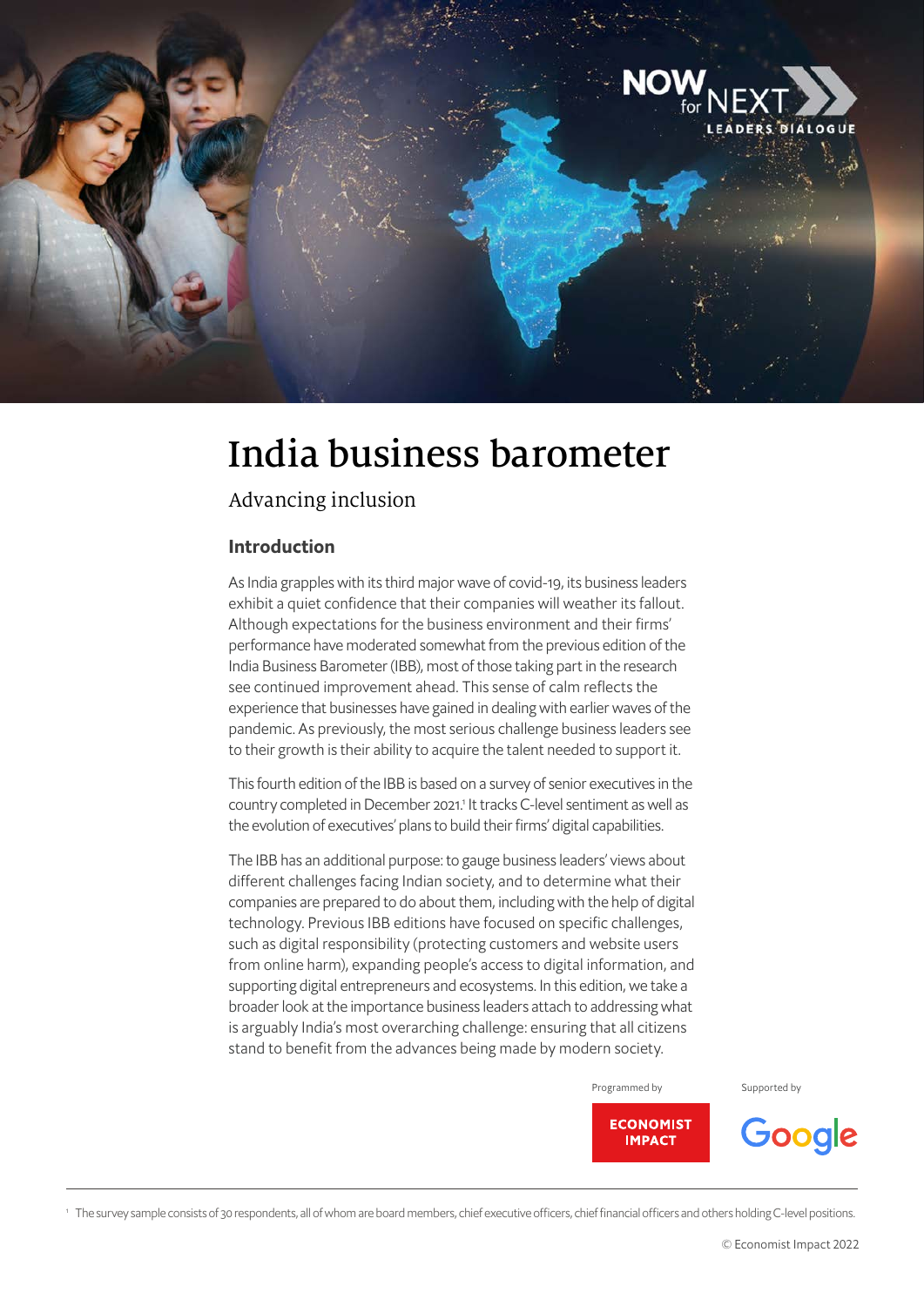NOW for NEXT
LEADERS DIALOGUE

# India business barometer

## Advancing inclusion

### Introduction

As India grapples with its third major wave of covid-19, its business leaders exhibit a quiet confidence that their companies will weather its fallout. Although expectations for the business environment and their firms' performance have moderated somewhat from the previous edition of the India Business Barometer (IBB), most of those taking part in the research see continued improvement ahead. This sense of calm reflects the experience that businesses have gained in dealing with earlier waves of the pandemic. As previously, the most serious challenge business leaders see to their growth is their ability to acquire the talent needed to support it.

This fourth edition of the IBB is based on a survey of senior executives in the country completed in December 2021.[1] It tracks C-level sentiment as well as the evolution of executives' plans to build their firms' digital capabilities.

The IBB has an additional purpose: to gauge business leaders' views about different challenges facing Indian society, and to determine what their companies are prepared to do about them, including with the help of digital technology. Previous IBB editions have focused on specific challenges, such as digital responsibility (protecting customers and website users from online harm), expanding people's access to digital information, and supporting digital entrepreneurs and ecosystems. In this edition, we take a broader look at the importance business leaders attach to addressing what is arguably India's most overarching challenge: ensuring that all citizens stand to benefit from the advances being made by modern society.

Programmed by ECONOMIST IMPACT

Supported by Google

[1] The survey sample consists of 30 respondents, all of whom are board members, chief executive officers, chief financial officers and others holding C-level positions.

© Economist Impact 2022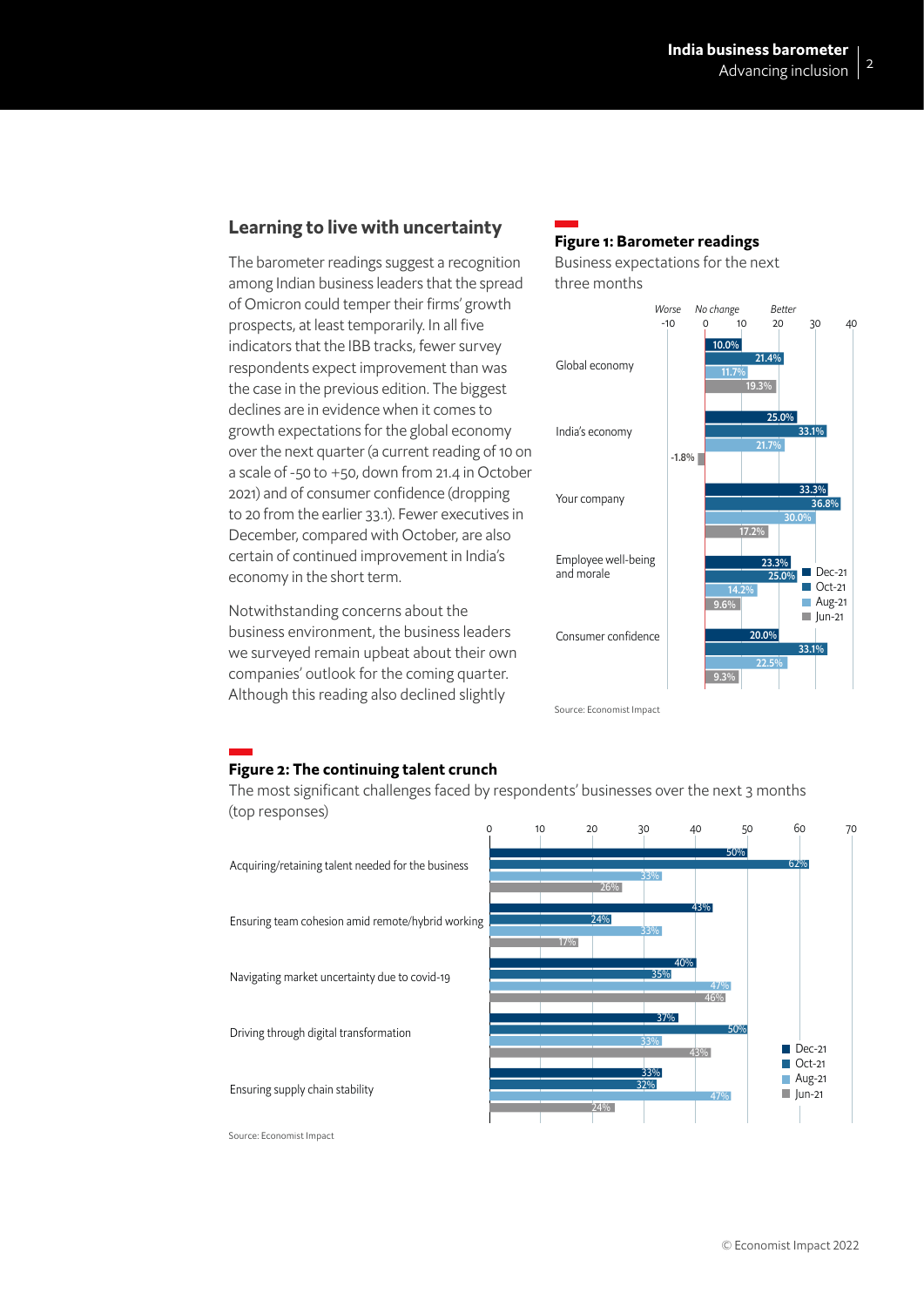## Learning to live with uncertainty

The barometer readings suggest a recognition among Indian business leaders that the spread of Omicron could temper their firms' growth prospects, at least temporarily. In all five indicators that the IBB tracks, fewer survey respondents expect improvement than was the case in the previous edition. The biggest declines are in evidence when it comes to growth expectations for the global economy over the next quarter (a current reading of 10 on a scale of -50 to +50, down from 21.4 in October 2021) and of consumer confidence (dropping to 20 from the earlier 33.1). Fewer executives in December, compared with October, are also certain of continued improvement in India's economy in the short term.

Notwithstanding concerns about the business environment, the business leaders we surveyed remain upbeat about their own companies' outlook for the coming quarter. Although this reading also declined slightly

**Figure 1: Barometer readings**

Business expectations for the next three months

Worse
No change
Better
-10
0
10
20
30
40

Global economy
10.0%
21.4%
11.7%
19.3%

India's economy
25.0%
33.1%
21.7%
-1.8%

Your company
33.3%
36.8%
30.0%
17.2%

Employee well-being and morale
23.3%
25.0%
14.2%
9.6%

Consumer confidence
20.0%
33.1%
22.5%
9.3%

Dec-21
Oct-21
Aug-21
Jun-21

Source: Economist Impact

**Figure 2: The continuing talent crunch**

The most significant challenges faced by respondents' businesses over the next 3 months (top responses)

0
10
20
30
40
50
60
70

Acquiring/retaining talent needed for the business
50%
62%
33%
26%

Ensuring team cohesion amid remote/hybrid working
43%
24%
33%
17%

Navigating market uncertainty due to covid-19
40%
35%
47%
46%

Driving through digital transformation
37%
50%
33%
43%

Ensuring supply chain stability
33%
32%
47%
24%

Dec-21
Oct-21
Aug-21
Jun-21

Source: Economist Impact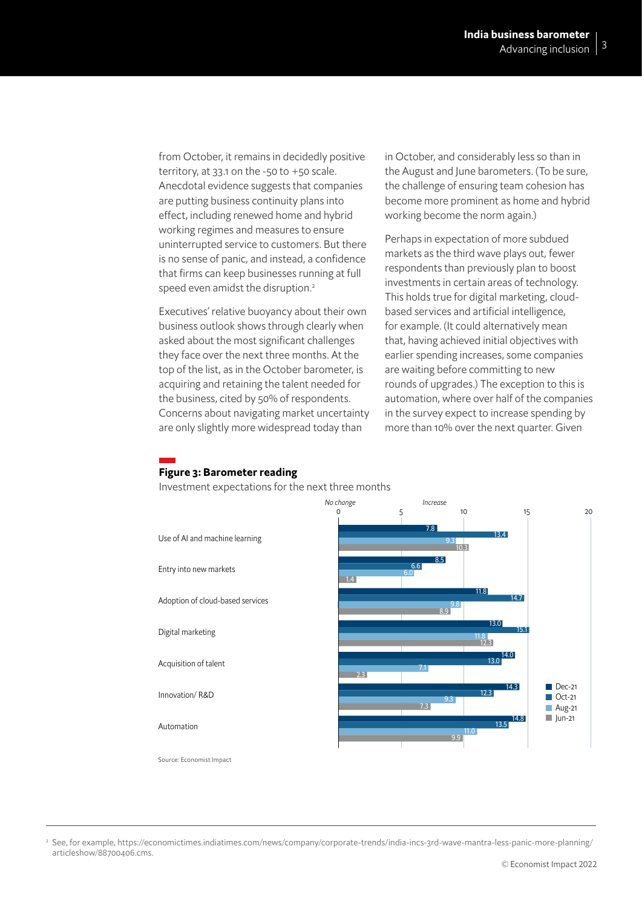from October, it remains in decidedly positive territory, at 33.1 on the -50 to +50 scale. Anecdotal evidence suggests that companies are putting business continuity plans into effect, including renewed home and hybrid working regimes and measures to ensure uninterrupted service to customers. But there is no sense of panic, and instead, a confidence that firms can keep businesses running at full speed even amidst the disruption.[2]

Executives' relative buoyancy about their own business outlook shows through clearly when asked about the most significant challenges they face over the next three months. At the top of the list, as in the October barometer, is acquiring and retaining the talent needed for the business, cited by 50% of respondents. Concerns about navigating market uncertainty are only slightly more widespread today than in October, and considerably less so than in the August and June barometers. (To be sure, the challenge of ensuring team cohesion has become more prominent as home and hybrid working become the norm again.)

Perhaps in expectation of more subdued markets as the third wave plays out, fewer respondents than previously plan to boost investments in certain areas of technology. This holds true for digital marketing, cloud-based services and artificial intelligence, for example. (It could alternatively mean that, having achieved initial objectives with earlier spending increases, some companies are waiting before committing to new rounds of upgrades.) The exception to this is automation, where over half of the companies in the survey expect to increase spending by more than 10% over the next quarter. Given

**Figure 3: Barometer reading**

Investment expectations for the next three months

*No change* *Increase*

0 5 10 15 20

Use of AI and machine learning: 7.8, 13.4, 9.3, 10.3

Entry into new markets: 8.5, 6.6, 6.0, 1.4

Adoption of cloud-based services: 11.8, 14.7, 9.8, 8.9

Digital marketing: 13.0, 15.1, 11.8, 12.3

Acquisition of talent: 14.0, 13.0, 7.1, 2.3

Innovation/ R&D: 14.3, 12.3, 9.3, 7.3

Automation: 14.8, 13.5, 11.0, 9.9

Dec-21
Oct-21
Aug-21
Jun-21

Source: Economist Impact

[2] See, for example, https://economictimes.indiatimes.com/news/company/corporate-trends/india-incs-3rd-wave-mantra-less-panic-more-planning/articleshow/88700406.cms.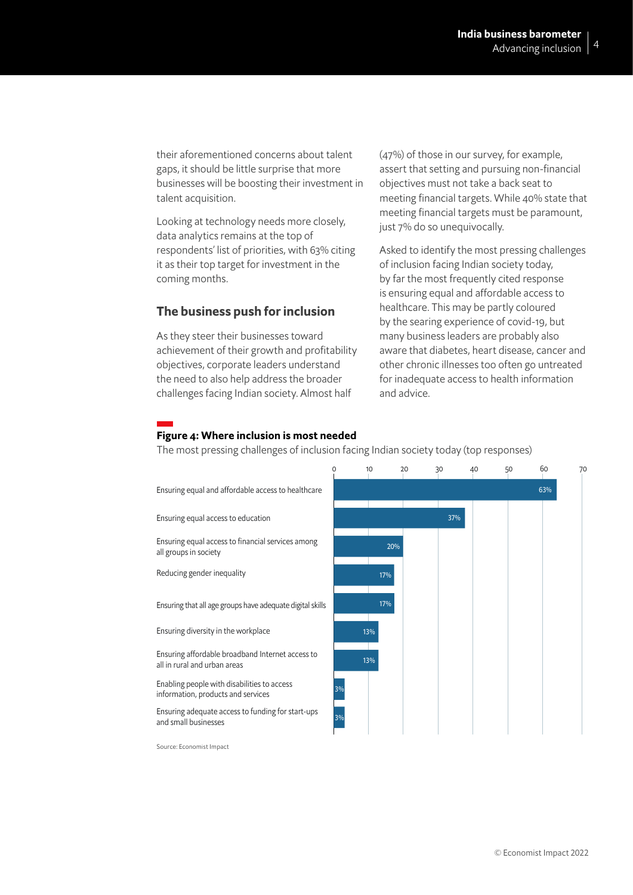their aforementioned concerns about talent gaps, it should be little surprise that more businesses will be boosting their investment in talent acquisition.

Looking at technology needs more closely, data analytics remains at the top of respondents' list of priorities, with 63% citing it as their top target for investment in the coming months.

## The business push for inclusion

As they steer their businesses toward achievement of their growth and profitability objectives, corporate leaders understand the need to also help address the broader challenges facing Indian society. Almost half (47%) of those in our survey, for example, assert that setting and pursuing non-financial objectives must not take a back seat to meeting financial targets. While 40% state that meeting financial targets must be paramount, just 7% do so unequivocally.

Asked to identify the most pressing challenges of inclusion facing Indian society today, by far the most frequently cited response is ensuring equal and affordable access to healthcare. This may be partly coloured by the searing experience of covid-19, but many business leaders are probably also aware that diabetes, heart disease, cancer and other chronic illnesses too often go untreated for inadequate access to health information and advice.

**Figure 4: Where inclusion is most needed**

The most pressing challenges of inclusion facing Indian society today (top responses)

0 10 20 30 40 50 60 70

Ensuring equal and affordable access to healthcare 63%

Ensuring equal access to education 37%

Ensuring equal access to financial services among all groups in society 20%

Reducing gender inequality 17%

Ensuring that all age groups have adequate digital skills 17%

Ensuring diversity in the workplace 13%

Ensuring affordable broadband Internet access to all in rural and urban areas 13%

Enabling people with disabilities to access information, products and services 3%

Ensuring adequate access to funding for start-ups and small businesses 3%

Source: Economist Impact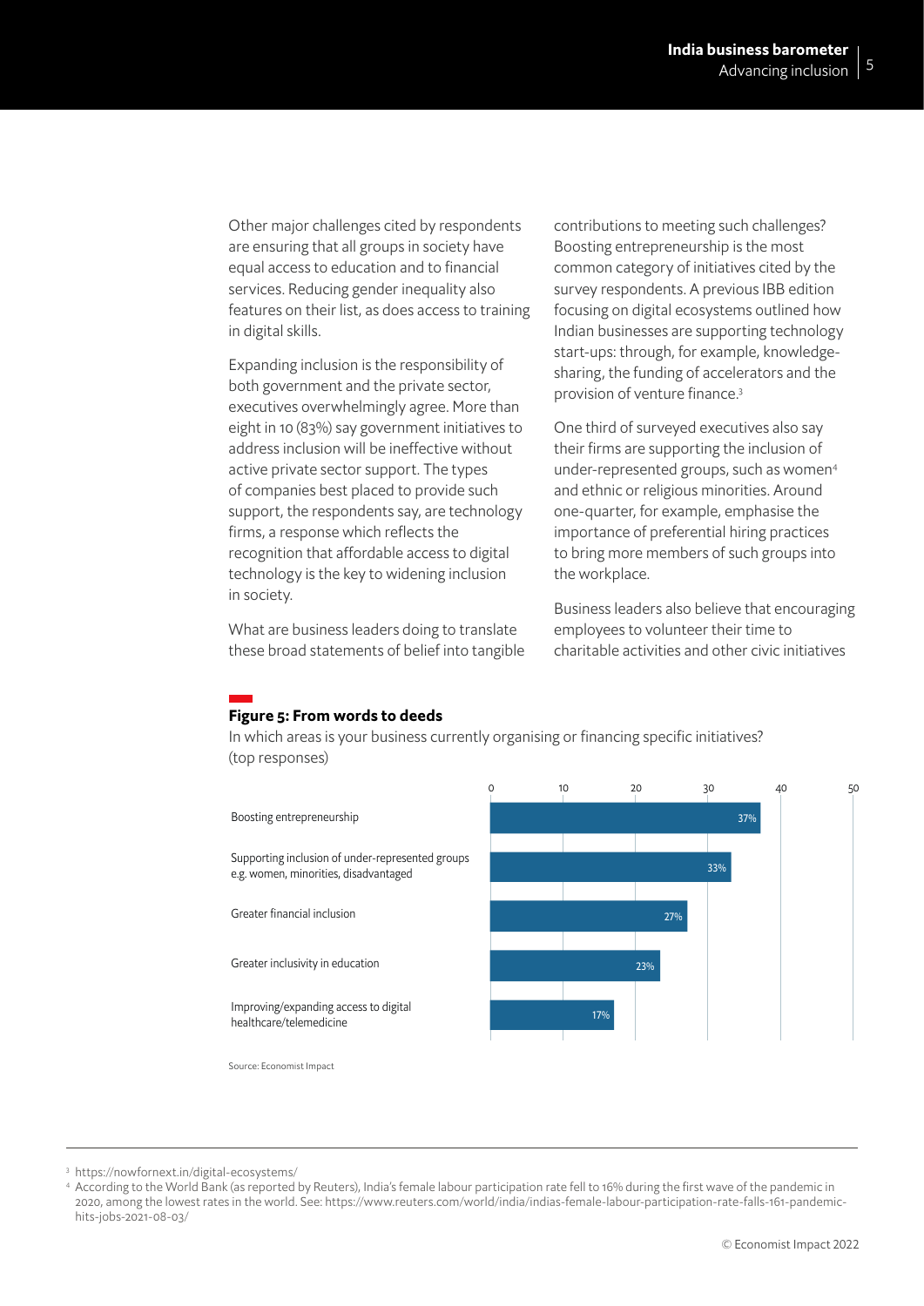Other major challenges cited by respondents are ensuring that all groups in society have equal access to education and to financial services. Reducing gender inequality also features on their list, as does access to training in digital skills.

Expanding inclusion is the responsibility of both government and the private sector, executives overwhelmingly agree. More than eight in 10 (83%) say government initiatives to address inclusion will be ineffective without active private sector support. The types of companies best placed to provide such support, the respondents say, are technology firms, a response which reflects the recognition that affordable access to digital technology is the key to widening inclusion in society.

What are business leaders doing to translate these broad statements of belief into tangible contributions to meeting such challenges? Boosting entrepreneurship is the most common category of initiatives cited by the survey respondents. A previous IBB edition focusing on digital ecosystems outlined how Indian businesses are supporting technology start-ups: through, for example, knowledge-sharing, the funding of accelerators and the provision of venture finance.[3]

One third of surveyed executives also say their firms are supporting the inclusion of under-represented groups, such as women[4] and ethnic or religious minorities. Around one-quarter, for example, emphasise the importance of preferential hiring practices to bring more members of such groups into the workplace.

Business leaders also believe that encouraging employees to volunteer their time to charitable activities and other civic initiatives

**Figure 5: From words to deeds**

In which areas is your business currently organising or financing specific initiatives? (top responses)

0
10
20
30
40
50

Boosting entrepreneurship
37%

Supporting inclusion of under-represented groups e.g. women, minorities, disadvantaged
33%

Greater financial inclusion
27%

Greater inclusivity in education
23%

Improving/expanding access to digital healthcare/telemedicine
17%

Source: Economist Impact

[3] https://nowfornext.in/digital-ecosystems/

[4] According to the World Bank (as reported by Reuters), India's female labour participation rate fell to 16% during the first wave of the pandemic in 2020, among the lowest rates in the world. See: https://www.reuters.com/world/india/indias-female-labour-participation-rate-falls-161-pandemic-hits-jobs-2021-08-03/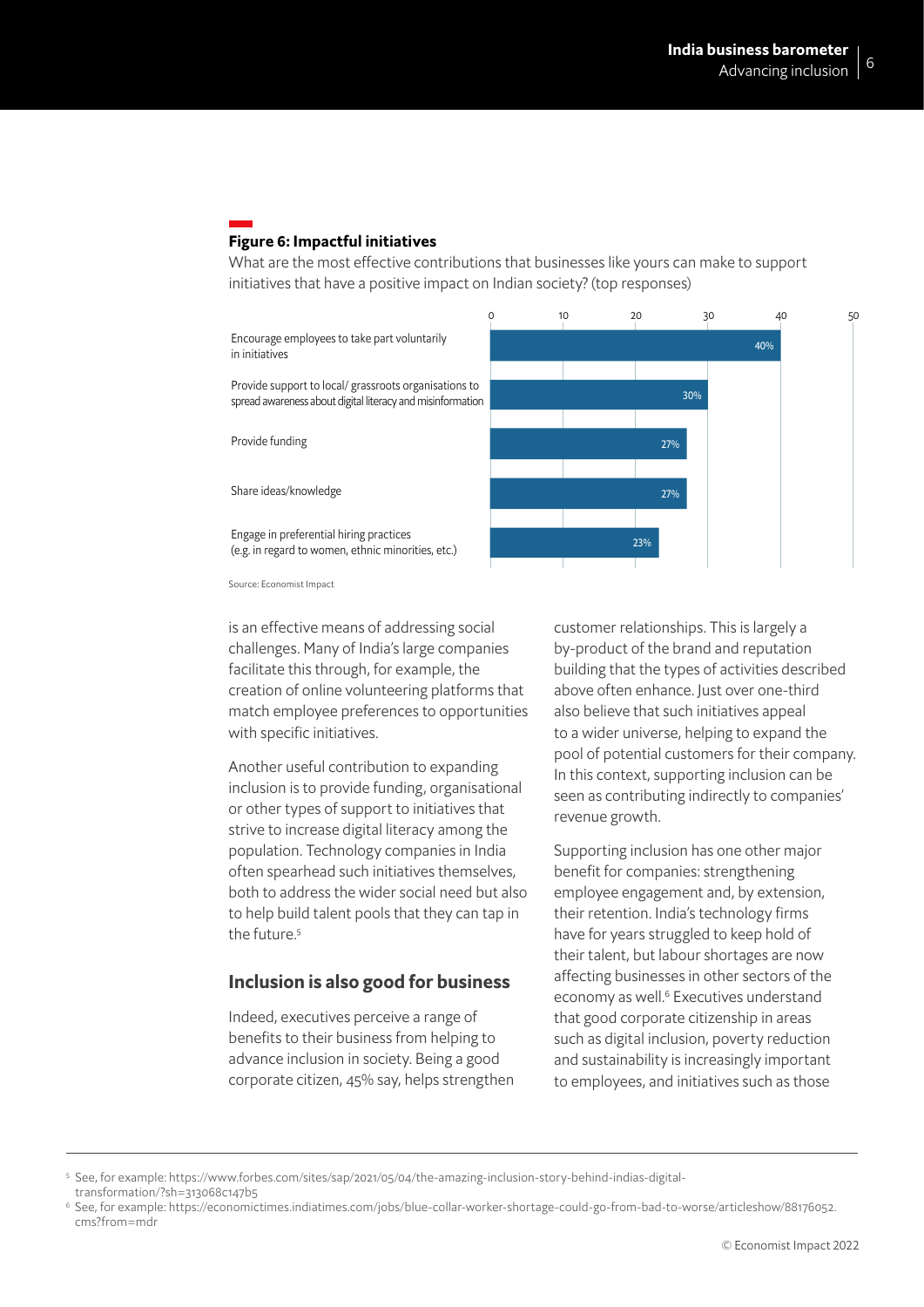**Figure 6: Impactful initiatives**

What are the most effective contributions that businesses like yours can make to support initiatives that have a positive impact on Indian society? (top responses)

0 10 20 30 40 50

Encourage employees to take part voluntarily in initiatives 40%

Provide support to local/ grassroots organisations to spread awareness about digital literacy and misinformation 30%

Provide funding 27%

Share ideas/knowledge 27%

Engage in preferential hiring practices (e.g. in regard to women, ethnic minorities, etc.) 23%

Source: Economist Impact

is an effective means of addressing social challenges. Many of India's large companies facilitate this through, for example, the creation of online volunteering platforms that match employee preferences to opportunities with specific initiatives.

Another useful contribution to expanding inclusion is to provide funding, organisational or other types of support to initiatives that strive to increase digital literacy among the population. Technology companies in India often spearhead such initiatives themselves, both to address the wider social need but also to help build talent pools that they can tap in the future.[5]

## Inclusion is also good for business

Indeed, executives perceive a range of benefits to their business from helping to advance inclusion in society. Being a good corporate citizen, 45% say, helps strengthen customer relationships. This is largely a by-product of the brand and reputation building that the types of activities described above often enhance. Just over one-third also believe that such initiatives appeal to a wider universe, helping to expand the pool of potential customers for their company. In this context, supporting inclusion can be seen as contributing indirectly to companies' revenue growth.

Supporting inclusion has one other major benefit for companies: strengthening employee engagement and, by extension, their retention. India's technology firms have for years struggled to keep hold of their talent, but labour shortages are now affecting businesses in other sectors of the economy as well.[6] Executives understand that good corporate citizenship in areas such as digital inclusion, poverty reduction and sustainability is increasingly important to employees, and initiatives such as those

[5] See, for example: https://www.forbes.com/sites/sap/2021/05/04/the-amazing-inclusion-story-behind-indias-digital-transformation/?sh=313068c147b5

[6] See, for example: https://economictimes.indiatimes.com/jobs/blue-collar-worker-shortage-could-go-from-bad-to-worse/articleshow/88176052.cms?from=mdr

© Economist Impact 2022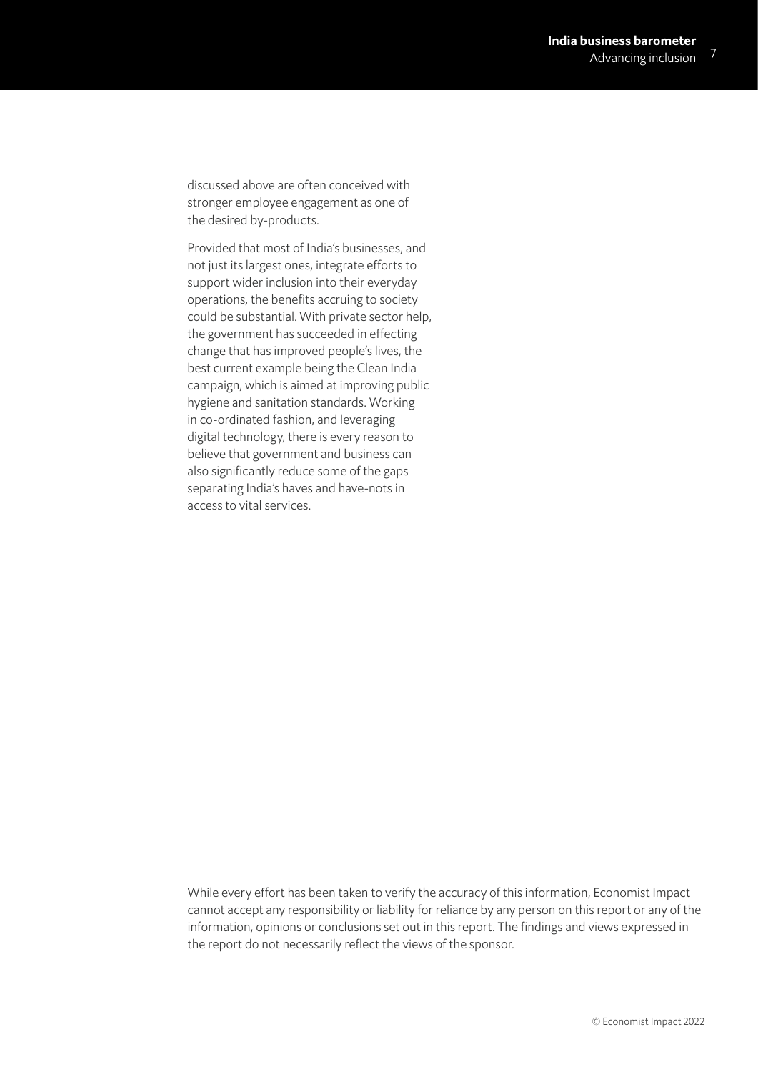discussed above are often conceived with stronger employee engagement as one of the desired by-products.

Provided that most of India's businesses, and not just its largest ones, integrate efforts to support wider inclusion into their everyday operations, the benefits accruing to society could be substantial. With private sector help, the government has succeeded in effecting change that has improved people's lives, the best current example being the Clean India campaign, which is aimed at improving public hygiene and sanitation standards. Working in co-ordinated fashion, and leveraging digital technology, there is every reason to believe that government and business can also significantly reduce some of the gaps separating India's haves and have-nots in access to vital services.

While every effort has been taken to verify the accuracy of this information, Economist Impact cannot accept any responsibility or liability for reliance by any person on this report or any of the information, opinions or conclusions set out in this report. The findings and views expressed in the report do not necessarily reflect the views of the sponsor.

© Economist Impact 2022